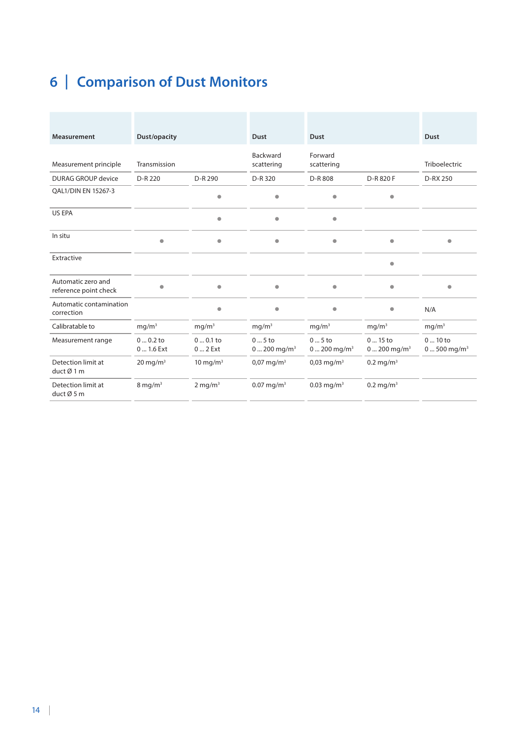# 6 | Comparison of Dust Monitors

| Measurement | Dust/opacity | | Dust | Dust | | Dust |
|---|---|---|---|---|---|---|
| Measurement principle | Transmission | | Backward scattering | Forward scattering | | Triboelectric |
| DURAG GROUP device | D-R 220 | D-R 290 | D-R 320 | D-R 808 | D-R 820 F | D-RX 250 |
| QAL1/DIN EN 15267-3 | | ● | ● | ● | ● | |
| US EPA | | ● | ● | ● | | |
| In situ | ● | ● | ● | ● | ● | ● |
| Extractive | | | | | ● | |
| Automatic zero and reference point check | ● | ● | ● | ● | ● | ● |
| Automatic contamination correction | | ● | ● | ● | ● | N/A |
| Calibratable to | mg/m³ | mg/m³ | mg/m³ | mg/m³ | mg/m³ | mg/m³ |
| Measurement range | 0 ... 0.2 to 0 ... 1.6 Ext | 0 ... 0.1 to 0 ... 2 Ext | 0 ... 5 to 0 ... 200 mg/m³ | 0 ... 5 to 0 ... 200 mg/m³ | 0 ... 15 to 0 ... 200 mg/m³ | 0 ... 10 to 0 ... 500 mg/m³ |
| Detection limit at duct Ø 1 m | 20 mg/m³ | 10 mg/m³ | 0,07 mg/m³ | 0,03 mg/m³ | 0.2 mg/m³ | |
| Detection limit at duct Ø 5 m | 8 mg/m³ | 2 mg/m³ | 0.07 mg/m³ | 0.03 mg/m³ | 0.2 mg/m³ | |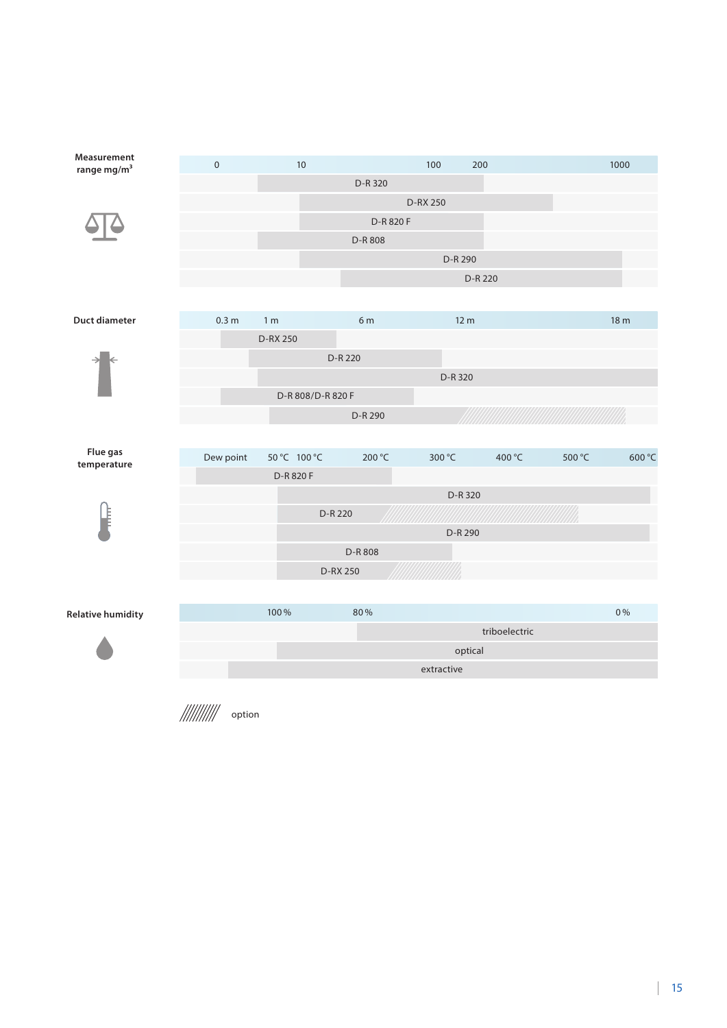**Measurement range mg/m³**

0 10 100 200 1000

D-R 320

D-RX 250

D-R 820 F

D-R 808

D-R 290

D-R 220

**Duct diameter**

0.3 m 1 m 6 m 12 m 18 m

D-RX 250

D-R 220

D-R 320

D-R 808/D-R 820 F

D-R 290

**Flue gas temperature**

Dew point 50 °C 100 °C 200 °C 300 °C 400 °C 500 °C 600 °C

D-R 820 F

D-R 320

D-R 220

D-R 290

D-R 808

D-RX 250

**Relative humidity**

100 % 80 % 0 %

triboelectric

optical

extractive

option